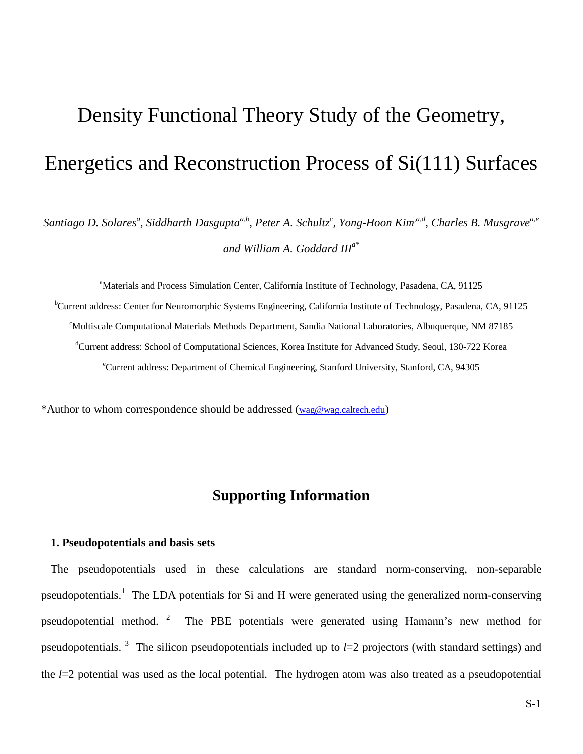# Density Functional Theory Study of the Geometry, Energetics and Reconstruction Process of Si(111) Surfaces

*Santiago D. Solares[a], Siddharth Dasgupta[a,b], Peter A. Schultz[c], Yong-Hoon Kim[a,d], Charles B. Musgrave[a,e] and William A. Goddard III[a*]*

[a]Materials and Process Simulation Center, California Institute of Technology, Pasadena, CA, 91125

[b]Current address: Center for Neuromorphic Systems Engineering, California Institute of Technology, Pasadena, CA, 91125

[c]Multiscale Computational Materials Methods Department, Sandia National Laboratories, Albuquerque, NM 87185

[d]Current address: School of Computational Sciences, Korea Institute for Advanced Study, Seoul, 130-722 Korea

[e]Current address: Department of Chemical Engineering, Stanford University, Stanford, CA, 94305

*Author to whom correspondence should be addressed (wag@wag.caltech.edu)

## Supporting Information

### 1. Pseudopotentials and basis sets

The pseudopotentials used in these calculations are standard norm-conserving, non-separable pseudopotentials.[1] The LDA potentials for Si and H were generated using the generalized norm-conserving pseudopotential method.[2] The PBE potentials were generated using Hamann's new method for pseudopotentials.[3] The silicon pseudopotentials included up to $l$=2 projectors (with standard settings) and the $l$=2 potential was used as the local potential. The hydrogen atom was also treated as a pseudopotential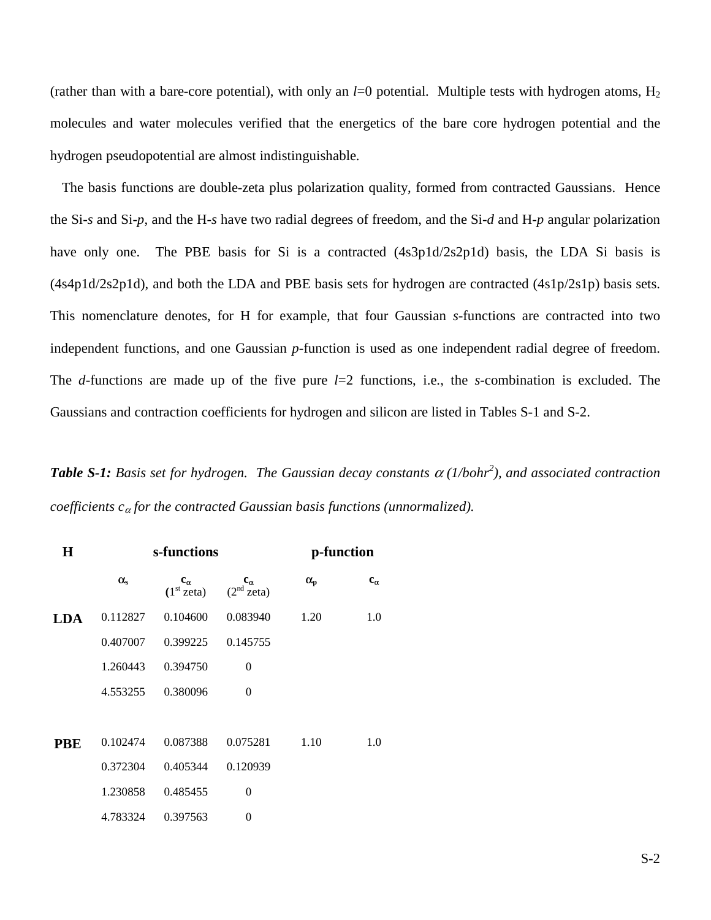(rather than with a bare-core potential), with only an $l$=0 potential. Multiple tests with hydrogen atoms, $H_2$ molecules and water molecules verified that the energetics of the bare core hydrogen potential and the hydrogen pseudopotential are almost indistinguishable.

The basis functions are double-zeta plus polarization quality, formed from contracted Gaussians. Hence the Si-*s* and Si-*p*, and the H-*s* have two radial degrees of freedom, and the Si-*d* and H-*p* angular polarization have only one. The PBE basis for Si is a contracted (4s3p1d/2s2p1d) basis, the LDA Si basis is (4s4p1d/2s2p1d), and both the LDA and PBE basis sets for hydrogen are contracted (4s1p/2s1p) basis sets. This nomenclature denotes, for H for example, that four Gaussian *s*-functions are contracted into two independent functions, and one Gaussian *p*-function is used as one independent radial degree of freedom. The *d*-functions are made up of the five pure $l$=2 functions, i.e., the *s*-combination is excluded. The Gaussians and contraction coefficients for hydrogen and silicon are listed in Tables S-1 and S-2.

***Table S-1:*** *Basis set for hydrogen. The Gaussian decay constants $\alpha$ (1/bohr$^2$), and associated contraction coefficients $c_\alpha$ for the contracted Gaussian basis functions (unnormalized).*

| H | s-functions | | | p-function | |
|---|---|---|---|---|---|
| | $\alpha_s$ | $c_\alpha$ (1st zeta) | $c_\alpha$ (2nd zeta) | $\alpha_p$ | $c_\alpha$ |
| **LDA** | 0.112827 | 0.104600 | 0.083940 | 1.20 | 1.0 |
| | 0.407007 | 0.399225 | 0.145755 | | |
| | 1.260443 | 0.394750 | 0 | | |
| | 4.553255 | 0.380096 | 0 | | |
| **PBE** | 0.102474 | 0.087388 | 0.075281 | 1.10 | 1.0 |
| | 0.372304 | 0.405344 | 0.120939 | | |
| | 1.230858 | 0.485455 | 0 | | |
| | 4.783324 | 0.397563 | 0 | | |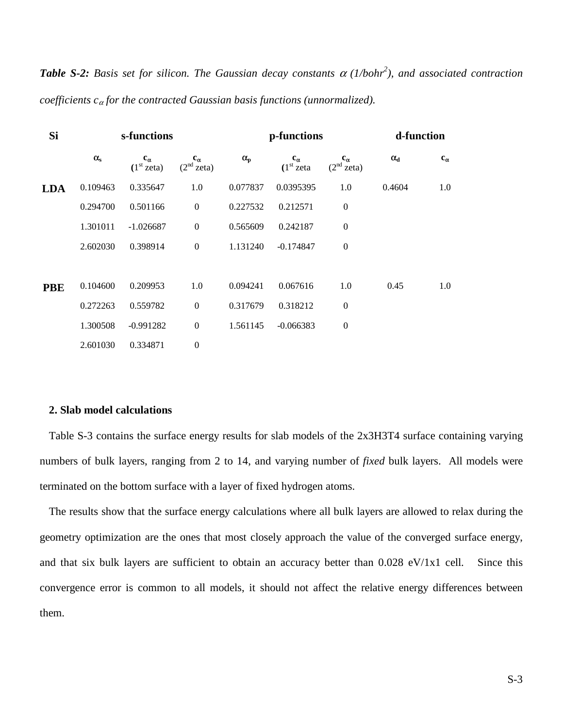***Table S-2:*** *Basis set for silicon. The Gaussian decay constants $\alpha$ (1/bohr$^2$), and associated contraction coefficients $c_\alpha$ for the contracted Gaussian basis functions (unnormalized).*

| **Si** | **s-functions** | | | **p-functions** | | | **d-function** | |
|---|---|---|---|---|---|---|---|---|
| | $\alpha_s$ | $c_\alpha$ (1$^{st}$ zeta) | $c_\alpha$ (2$^{nd}$ zeta) | $\alpha_p$ | $c_\alpha$ (1$^{st}$ zeta | $c_\alpha$ (2$^{nd}$ zeta) | $\alpha_d$ | $c_\alpha$ |
| **LDA** | 0.109463 | 0.335647 | 1.0 | 0.077837 | 0.0395395 | 1.0 | 0.4604 | 1.0 |
| | 0.294700 | 0.501166 | 0 | 0.227532 | 0.212571 | 0 | | |
| | 1.301011 | -1.026687 | 0 | 0.565609 | 0.242187 | 0 | | |
| | 2.602030 | 0.398914 | 0 | 1.131240 | -0.174847 | 0 | | |
| **PBE** | 0.104600 | 0.209953 | 1.0 | 0.094241 | 0.067616 | 1.0 | 0.45 | 1.0 |
| | 0.272263 | 0.559782 | 0 | 0.317679 | 0.318212 | 0 | | |
| | 1.300508 | -0.991282 | 0 | 1.561145 | -0.066383 | 0 | | |
| | 2.601030 | 0.334871 | 0 | | | | | |

## 2. Slab model calculations

Table S-3 contains the surface energy results for slab models of the 2x3H3T4 surface containing varying numbers of bulk layers, ranging from 2 to 14, and varying number of *fixed* bulk layers. All models were terminated on the bottom surface with a layer of fixed hydrogen atoms.

The results show that the surface energy calculations where all bulk layers are allowed to relax during the geometry optimization are the ones that most closely approach the value of the converged surface energy, and that six bulk layers are sufficient to obtain an accuracy better than 0.028 eV/1x1 cell. Since this convergence error is common to all models, it should not affect the relative energy differences between them.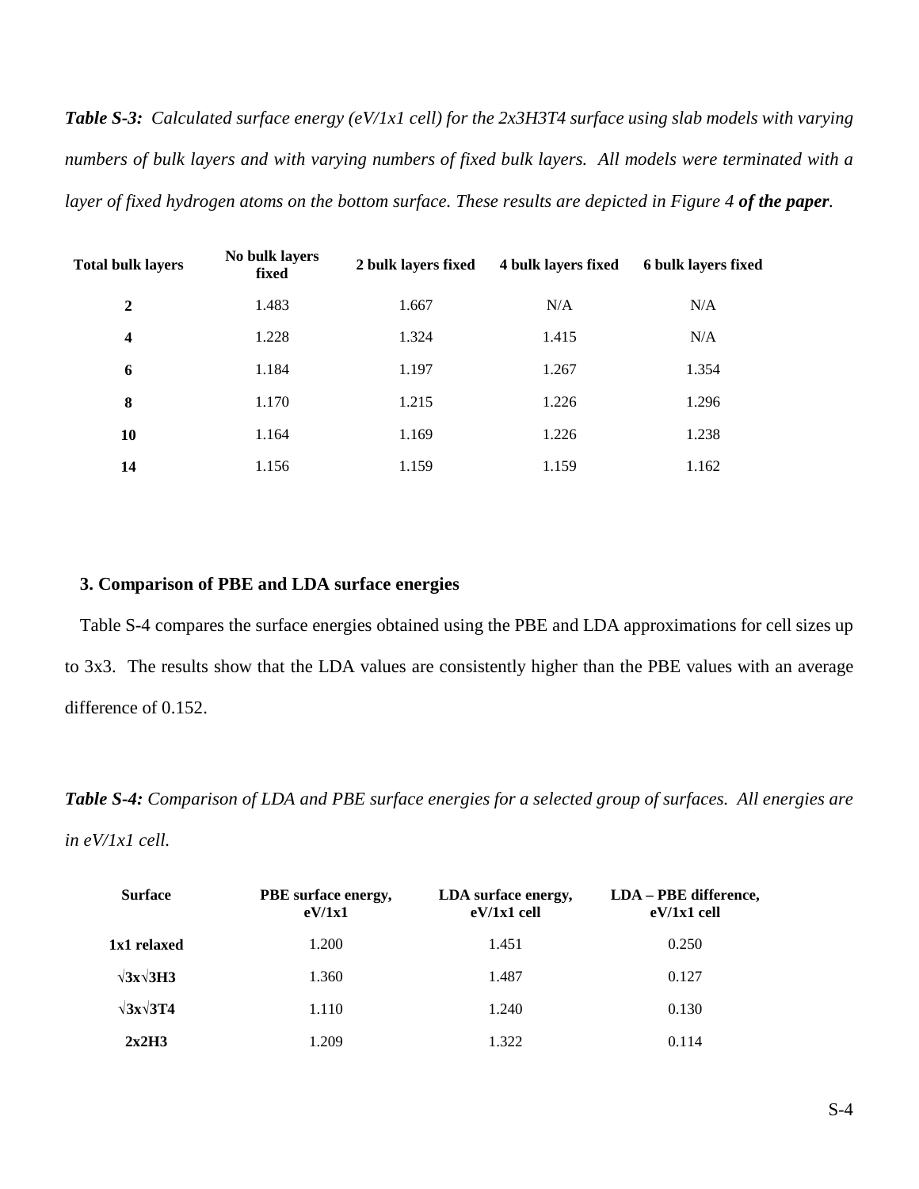***Table S-3:*** *Calculated surface energy (eV/1x1 cell) for the 2x3H3T4 surface using slab models with varying numbers of bulk layers and with varying numbers of fixed bulk layers. All models were terminated with a layer of fixed hydrogen atoms on the bottom surface. These results are depicted in Figure 4* ***of the paper****.*

| Total bulk layers | No bulk layers fixed | 2 bulk layers fixed | 4 bulk layers fixed | 6 bulk layers fixed |
|---|---|---|---|---|
| **2** | 1.483 | 1.667 | N/A | N/A |
| **4** | 1.228 | 1.324 | 1.415 | N/A |
| **6** | 1.184 | 1.197 | 1.267 | 1.354 |
| **8** | 1.170 | 1.215 | 1.226 | 1.296 |
| **10** | 1.164 | 1.169 | 1.226 | 1.238 |
| **14** | 1.156 | 1.159 | 1.159 | 1.162 |

## 3. Comparison of PBE and LDA surface energies

Table S-4 compares the surface energies obtained using the PBE and LDA approximations for cell sizes up to 3x3. The results show that the LDA values are consistently higher than the PBE values with an average difference of 0.152.

***Table S-4:*** *Comparison of LDA and PBE surface energies for a selected group of surfaces. All energies are in eV/1x1 cell.*

| Surface | PBE surface energy, eV/1x1 | LDA surface energy, eV/1x1 cell | LDA – PBE difference, eV/1x1 cell |
|---|---|---|---|
| **1x1 relaxed** | 1.200 | 1.451 | 0.250 |
| **√3x√3H3** | 1.360 | 1.487 | 0.127 |
| **√3x√3T4** | 1.110 | 1.240 | 0.130 |
| **2x2H3** | 1.209 | 1.322 | 0.114 |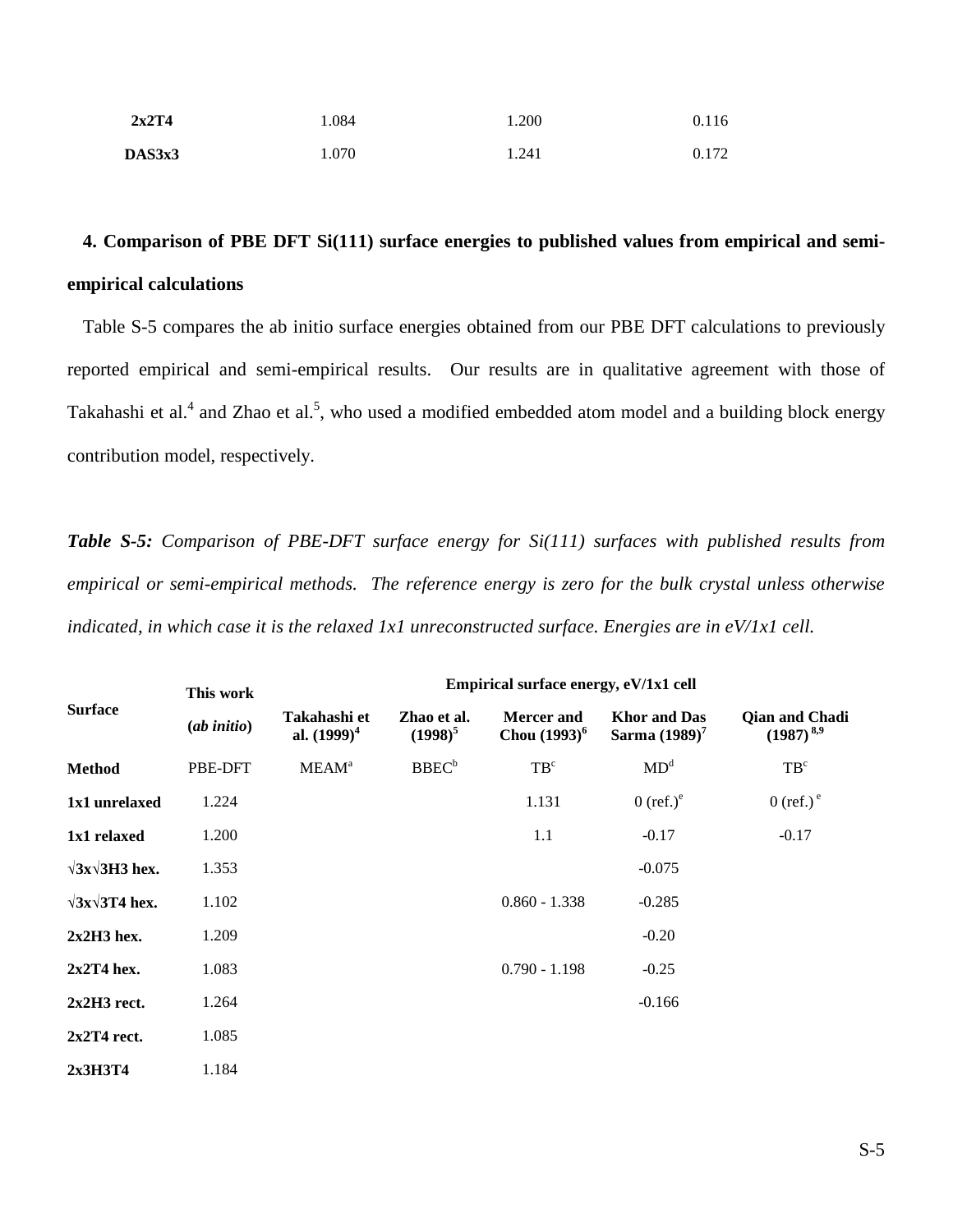| 2x2T4 | 1.084 | 1.200 | 0.116 |
|---|---|---|---|
| DAS3x3 | 1.070 | 1.241 | 0.172 |

## 4. Comparison of PBE DFT Si(111) surface energies to published values from empirical and semi-empirical calculations

Table S-5 compares the ab initio surface energies obtained from our PBE DFT calculations to previously reported empirical and semi-empirical results. Our results are in qualitative agreement with those of Takahashi et al.[4] and Zhao et al.[5], who used a modified embedded atom model and a building block energy contribution model, respectively.

***Table S-5:*** *Comparison of PBE-DFT surface energy for Si(111) surfaces with published results from empirical or semi-empirical methods. The reference energy is zero for the bulk crystal unless otherwise indicated, in which case it is the relaxed 1x1 unreconstructed surface. Energies are in eV/1x1 cell.*

| Surface | This work (*ab initio*) | Empirical surface energy, eV/1x1 cell | | | | |
|---|---|---|---|---|---|---|
| | | Takahashi et al. (1999)[4] | Zhao et al. (1998)[5] | Mercer and Chou (1993)[6] | Khor and Das Sarma (1989)[7] | Qian and Chadi (1987)[8,9] |
| **Method** | PBE-DFT | MEAM[a] | BBEC[b] | TB[c] | MD[d] | TB[c] |
| **1x1 unrelaxed** | 1.224 | | | 1.131 | 0 (ref.)[e] | 0 (ref.)[e] |
| **1x1 relaxed** | 1.200 | | | 1.1 | -0.17 | -0.17 |
| **√3x√3H3 hex.** | 1.353 | | | | -0.075 | |
| **√3x√3T4 hex.** | 1.102 | | | 0.860 - 1.338 | -0.285 | |
| **2x2H3 hex.** | 1.209 | | | | -0.20 | |
| **2x2T4 hex.** | 1.083 | | | 0.790 - 1.198 | -0.25 | |
| **2x2H3 rect.** | 1.264 | | | | -0.166 | |
| **2x2T4 rect.** | 1.085 | | | | | |
| **2x3H3T4** | 1.184 | | | | | |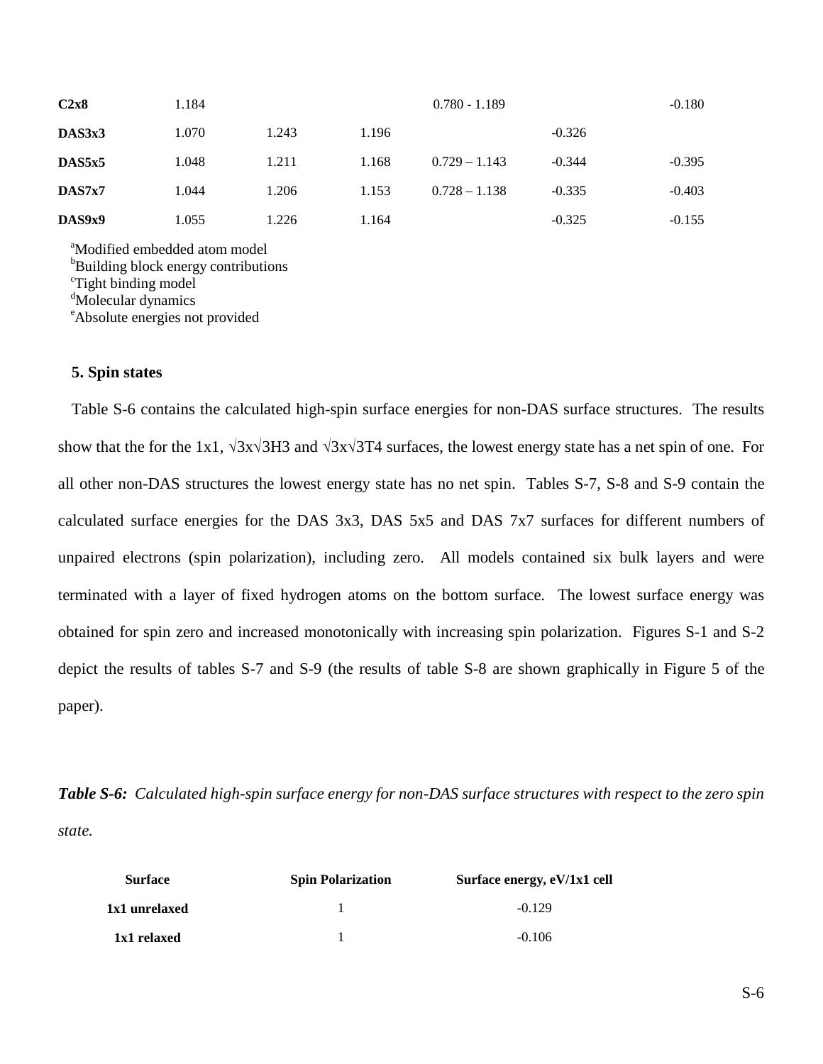| | | | | | | |
|---|---|---|---|---|---|---|
| **C2x8** | 1.184 | | | 0.780 - 1.189 | | -0.180 |
| **DAS3x3** | 1.070 | 1.243 | 1.196 | | -0.326 | |
| **DAS5x5** | 1.048 | 1.211 | 1.168 | 0.729 – 1.143 | -0.344 | -0.395 |
| **DAS7x7** | 1.044 | 1.206 | 1.153 | 0.728 – 1.138 | -0.335 | -0.403 |
| **DAS9x9** | 1.055 | 1.226 | 1.164 | | -0.325 | -0.155 |

[a]Modified embedded atom model
[b]Building block energy contributions
[c]Tight binding model
[d]Molecular dynamics
[e]Absolute energies not provided

## 5. Spin states

Table S-6 contains the calculated high-spin surface energies for non-DAS surface structures. The results show that the for the 1x1, √3x√3H3 and √3x√3T4 surfaces, the lowest energy state has a net spin of one. For all other non-DAS structures the lowest energy state has no net spin. Tables S-7, S-8 and S-9 contain the calculated surface energies for the DAS 3x3, DAS 5x5 and DAS 7x7 surfaces for different numbers of unpaired electrons (spin polarization), including zero. All models contained six bulk layers and were terminated with a layer of fixed hydrogen atoms on the bottom surface. The lowest surface energy was obtained for spin zero and increased monotonically with increasing spin polarization. Figures S-1 and S-2 depict the results of tables S-7 and S-9 (the results of table S-8 are shown graphically in Figure 5 of the paper).

***Table S-6:*** *Calculated high-spin surface energy for non-DAS surface structures with respect to the zero spin state.*

| Surface | Spin Polarization | Surface energy, eV/1x1 cell |
|---|---|---|
| **1x1 unrelaxed** | 1 | -0.129 |
| **1x1 relaxed** | 1 | -0.106 |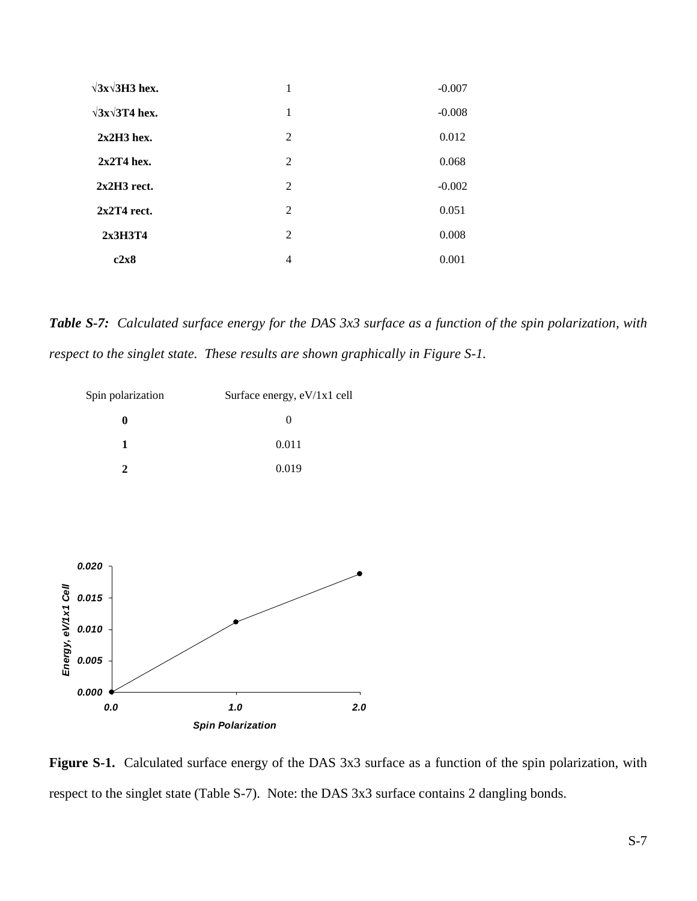| | | |
|---|---|---|
| **√3x√3H3 hex.** | 1 | -0.007 |
| **√3x√3T4 hex.** | 1 | -0.008 |
| **2x2H3 hex.** | 2 | 0.012 |
| **2x2T4 hex.** | 2 | 0.068 |
| **2x2H3 rect.** | 2 | -0.002 |
| **2x2T4 rect.** | 2 | 0.051 |
| **2x3H3T4** | 2 | 0.008 |
| **c2x8** | 4 | 0.001 |

***Table S-7:*** *Calculated surface energy for the DAS 3x3 surface as a function of the spin polarization, with respect to the singlet state. These results are shown graphically in Figure S-1.*

| Spin polarization | Surface energy, eV/1x1 cell |
|---|---|
| **0** | 0 |
| **1** | 0.011 |
| **2** | 0.019 |

**Figure S-1.** Calculated surface energy of the DAS 3x3 surface as a function of the spin polarization, with respect to the singlet state (Table S-7). Note: the DAS 3x3 surface contains 2 dangling bonds.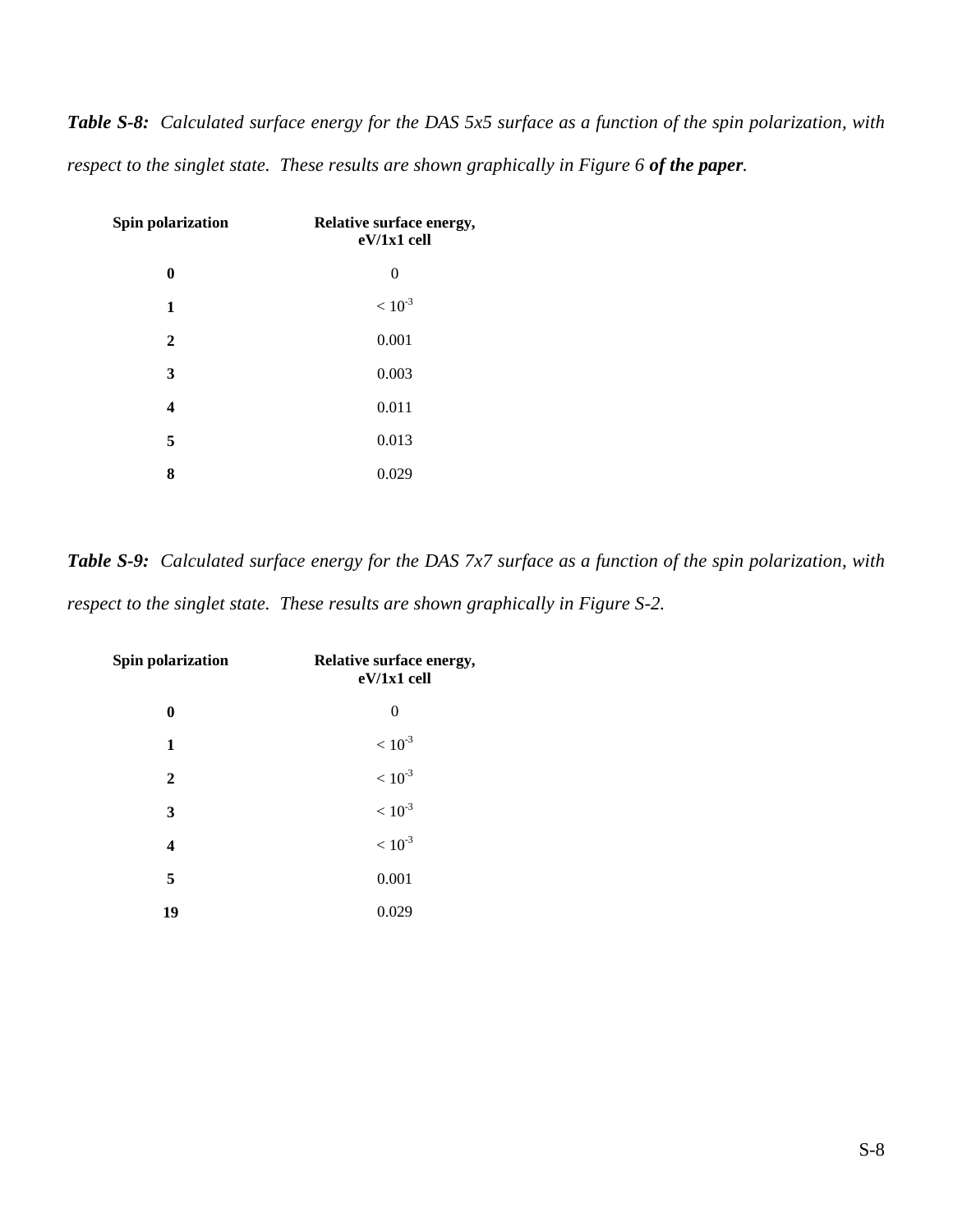***Table S-8:** Calculated surface energy for the DAS 5x5 surface as a function of the spin polarization, with respect to the singlet state. These results are shown graphically in Figure 6 **of the paper**.*

| Spin polarization | Relative surface energy, eV/1x1 cell |
|---|---|
| **0** | 0 |
| **1** | $< 10^{-3}$ |
| **2** | 0.001 |
| **3** | 0.003 |
| **4** | 0.011 |
| **5** | 0.013 |
| **8** | 0.029 |

***Table S-9:** Calculated surface energy for the DAS 7x7 surface as a function of the spin polarization, with respect to the singlet state. These results are shown graphically in Figure S-2.*

| Spin polarization | Relative surface energy, eV/1x1 cell |
|---|---|
| **0** | 0 |
| **1** | $< 10^{-3}$ |
| **2** | $< 10^{-3}$ |
| **3** | $< 10^{-3}$ |
| **4** | $< 10^{-3}$ |
| **5** | 0.001 |
| **19** | 0.029 |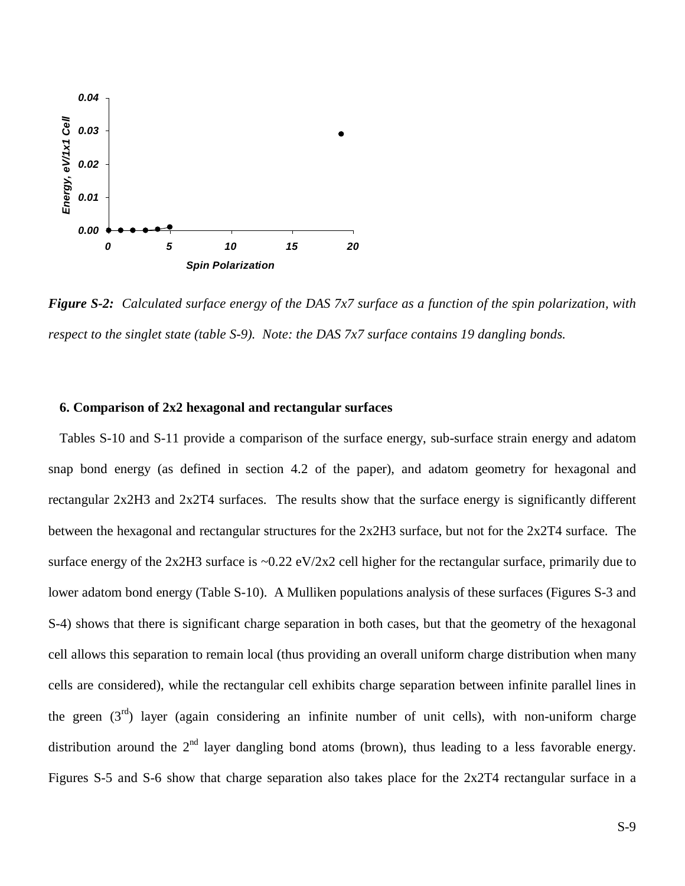*Figure S-2: Calculated surface energy of the DAS 7x7 surface as a function of the spin polarization, with respect to the singlet state (table S-9). Note: the DAS 7x7 surface contains 19 dangling bonds.*

### 6. Comparison of 2x2 hexagonal and rectangular surfaces

Tables S-10 and S-11 provide a comparison of the surface energy, sub-surface strain energy and adatom snap bond energy (as defined in section 4.2 of the paper), and adatom geometry for hexagonal and rectangular 2x2H3 and 2x2T4 surfaces. The results show that the surface energy is significantly different between the hexagonal and rectangular structures for the 2x2H3 surface, but not for the 2x2T4 surface. The surface energy of the 2x2H3 surface is ~0.22 eV/2x2 cell higher for the rectangular surface, primarily due to lower adatom bond energy (Table S-10). A Mulliken populations analysis of these surfaces (Figures S-3 and S-4) shows that there is significant charge separation in both cases, but that the geometry of the hexagonal cell allows this separation to remain local (thus providing an overall uniform charge distribution when many cells are considered), while the rectangular cell exhibits charge separation between infinite parallel lines in the green (3rd) layer (again considering an infinite number of unit cells), with non-uniform charge distribution around the 2nd layer dangling bond atoms (brown), thus leading to a less favorable energy. Figures S-5 and S-6 show that charge separation also takes place for the 2x2T4 rectangular surface in a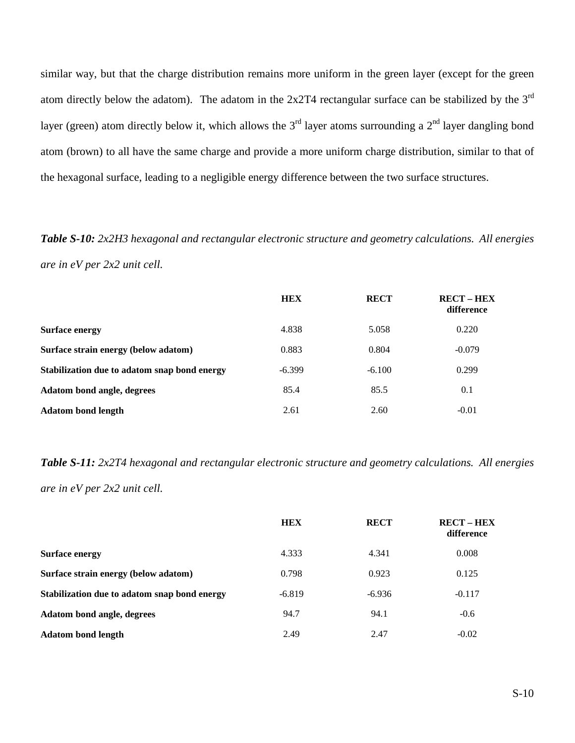similar way, but that the charge distribution remains more uniform in the green layer (except for the green atom directly below the adatom). The adatom in the 2x2T4 rectangular surface can be stabilized by the 3rd layer (green) atom directly below it, which allows the 3rd layer atoms surrounding a 2nd layer dangling bond atom (brown) to all have the same charge and provide a more uniform charge distribution, similar to that of the hexagonal surface, leading to a negligible energy difference between the two surface structures.

***Table S-10:*** *2x2H3 hexagonal and rectangular electronic structure and geometry calculations. All energies are in eV per 2x2 unit cell.*

| | **HEX** | **RECT** | **RECT – HEX difference** |
|---|---|---|---|
| **Surface energy** | 4.838 | 5.058 | 0.220 |
| **Surface strain energy (below adatom)** | 0.883 | 0.804 | -0.079 |
| **Stabilization due to adatom snap bond energy** | -6.399 | -6.100 | 0.299 |
| **Adatom bond angle, degrees** | 85.4 | 85.5 | 0.1 |
| **Adatom bond length** | 2.61 | 2.60 | -0.01 |

***Table S-11:*** *2x2T4 hexagonal and rectangular electronic structure and geometry calculations. All energies are in eV per 2x2 unit cell.*

| | **HEX** | **RECT** | **RECT – HEX difference** |
|---|---|---|---|
| **Surface energy** | 4.333 | 4.341 | 0.008 |
| **Surface strain energy (below adatom)** | 0.798 | 0.923 | 0.125 |
| **Stabilization due to adatom snap bond energy** | -6.819 | -6.936 | -0.117 |
| **Adatom bond angle, degrees** | 94.7 | 94.1 | -0.6 |
| **Adatom bond length** | 2.49 | 2.47 | -0.02 |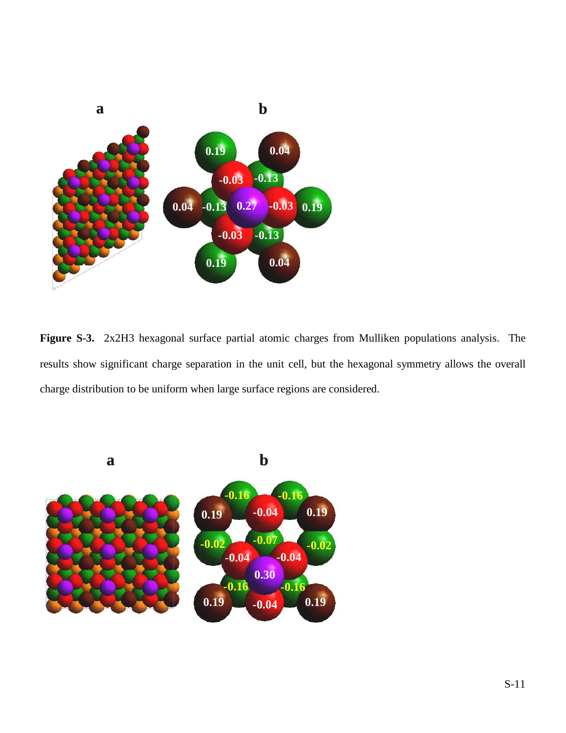**Figure S-3.** 2x2H3 hexagonal surface partial atomic charges from Mulliken populations analysis. The results show significant charge separation in the unit cell, but the hexagonal symmetry allows the overall charge distribution to be uniform when large surface regions are considered.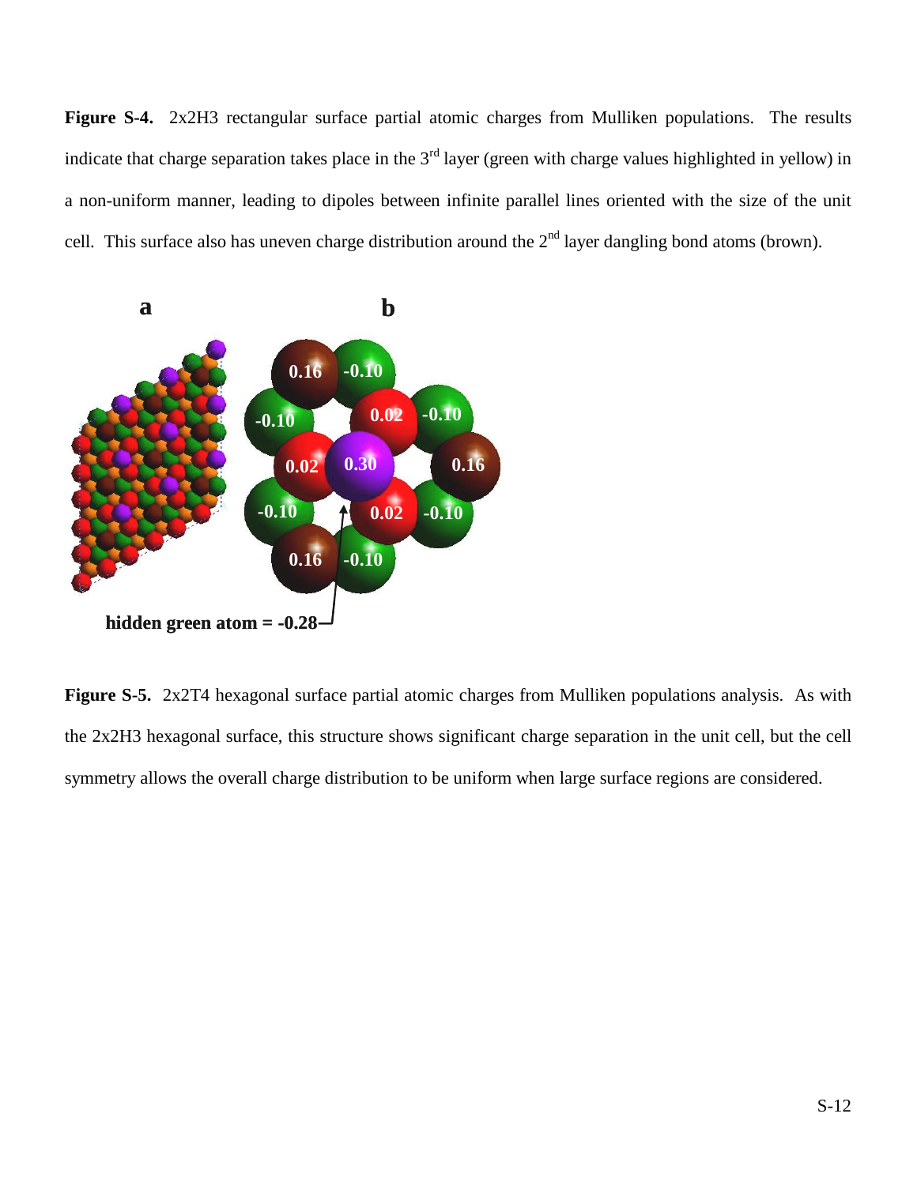**Figure S-4.** 2x2H3 rectangular surface partial atomic charges from Mulliken populations. The results indicate that charge separation takes place in the 3rd layer (green with charge values highlighted in yellow) in a non-uniform manner, leading to dipoles between infinite parallel lines oriented with the size of the unit cell. This surface also has uneven charge distribution around the 2nd layer dangling bond atoms (brown).

**Figure S-5.** 2x2T4 hexagonal surface partial atomic charges from Mulliken populations analysis. As with the 2x2H3 hexagonal surface, this structure shows significant charge separation in the unit cell, but the cell symmetry allows the overall charge distribution to be uniform when large surface regions are considered.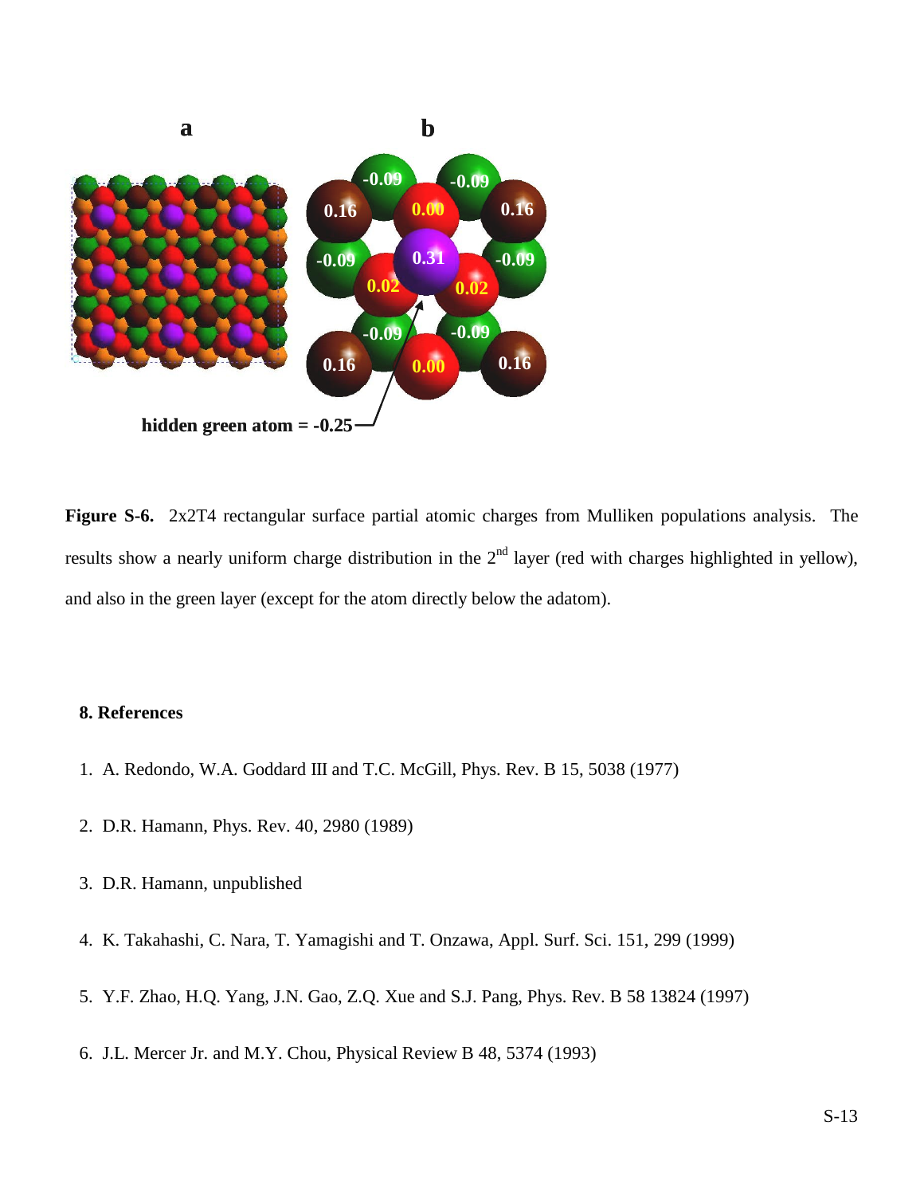**Figure S-6.** 2x2T4 rectangular surface partial atomic charges from Mulliken populations analysis. The results show a nearly uniform charge distribution in the 2[nd] layer (red with charges highlighted in yellow), and also in the green layer (except for the atom directly below the adatom).

### 8. References

1. A. Redondo, W.A. Goddard III and T.C. McGill, Phys. Rev. B 15, 5038 (1977)
2. D.R. Hamann, Phys. Rev. 40, 2980 (1989)
3. D.R. Hamann, unpublished
4. K. Takahashi, C. Nara, T. Yamagishi and T. Onzawa, Appl. Surf. Sci. 151, 299 (1999)
5. Y.F. Zhao, H.Q. Yang, J.N. Gao, Z.Q. Xue and S.J. Pang, Phys. Rev. B 58 13824 (1997)
6. J.L. Mercer Jr. and M.Y. Chou, Physical Review B 48, 5374 (1993)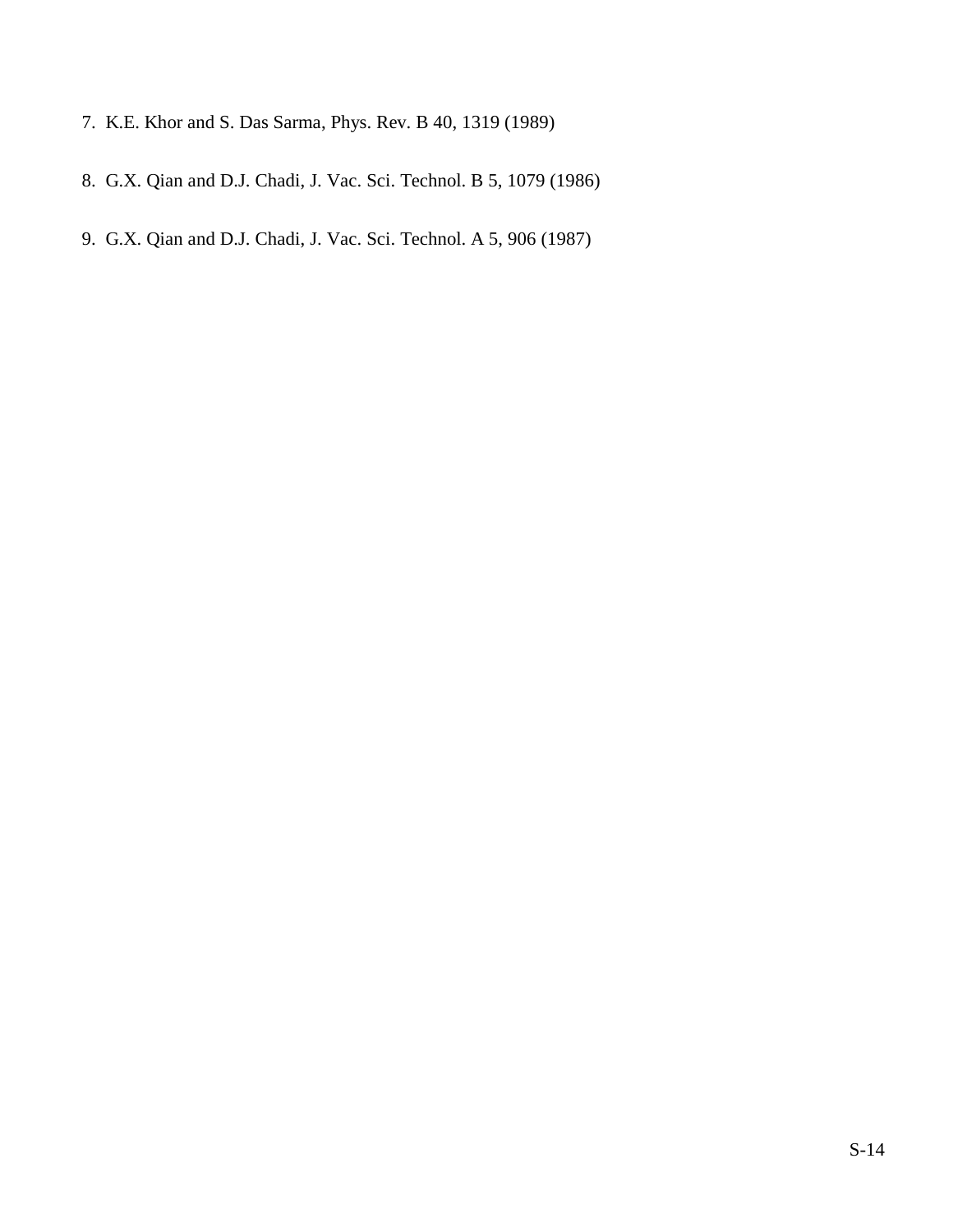7. K.E. Khor and S. Das Sarma, Phys. Rev. B 40, 1319 (1989)

8. G.X. Qian and D.J. Chadi, J. Vac. Sci. Technol. B 5, 1079 (1986)

9. G.X. Qian and D.J. Chadi, J. Vac. Sci. Technol. A 5, 906 (1987)